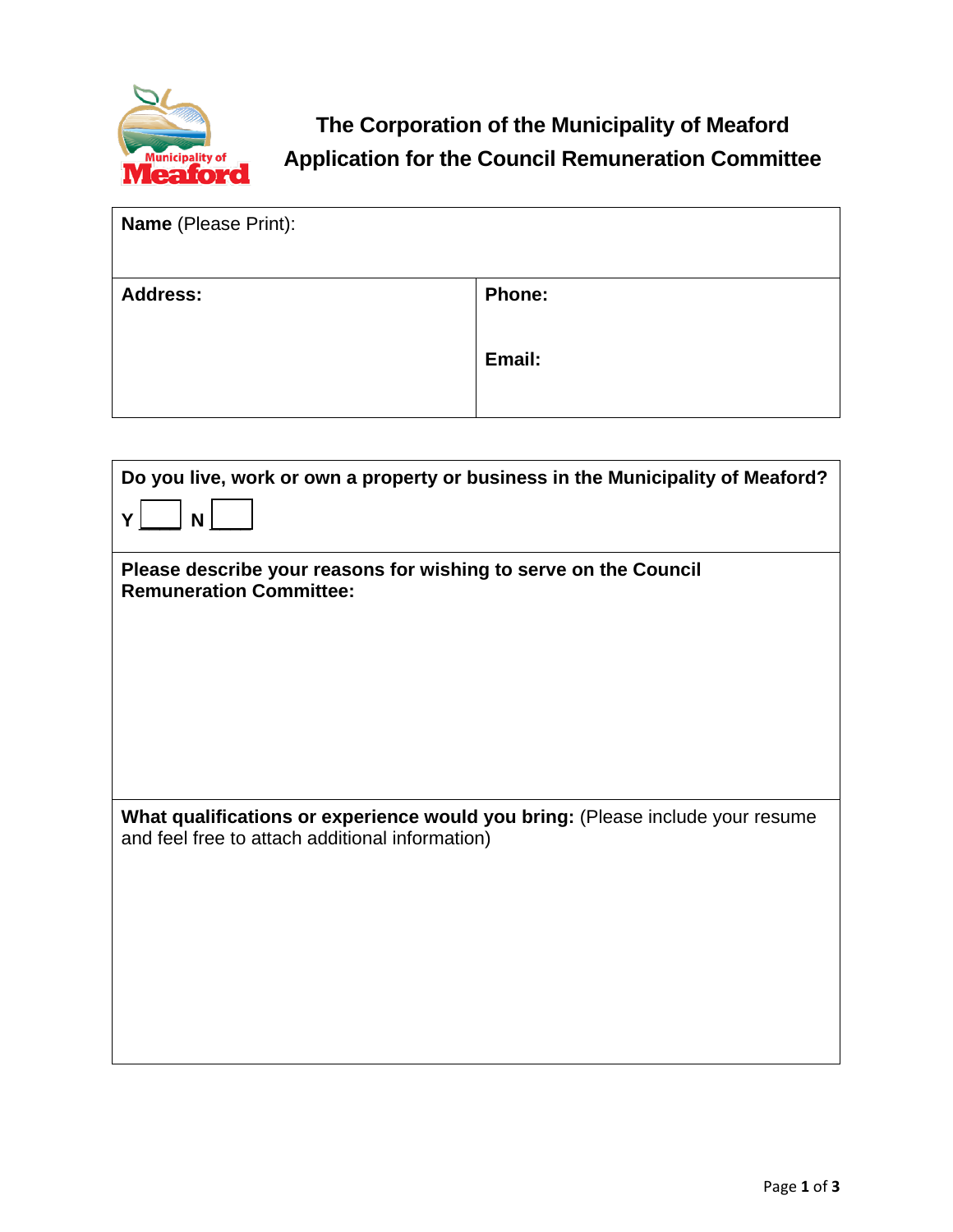# The Corporation of the Municipality of Meaford

## Application for the Council Remuneration Committee

| **Name** (Please Print): | |
|---|---|
| **Address:** | **Phone:**<br><br>**Email:** |

**Do you live, work or own a property or business in the Municipality of Meaford?**

**Y** ☐ **N** ☐

**Please describe your reasons for wishing to serve on the Council Remuneration Committee:**

**What qualifications or experience would you bring:** (Please include your resume and feel free to attach additional information)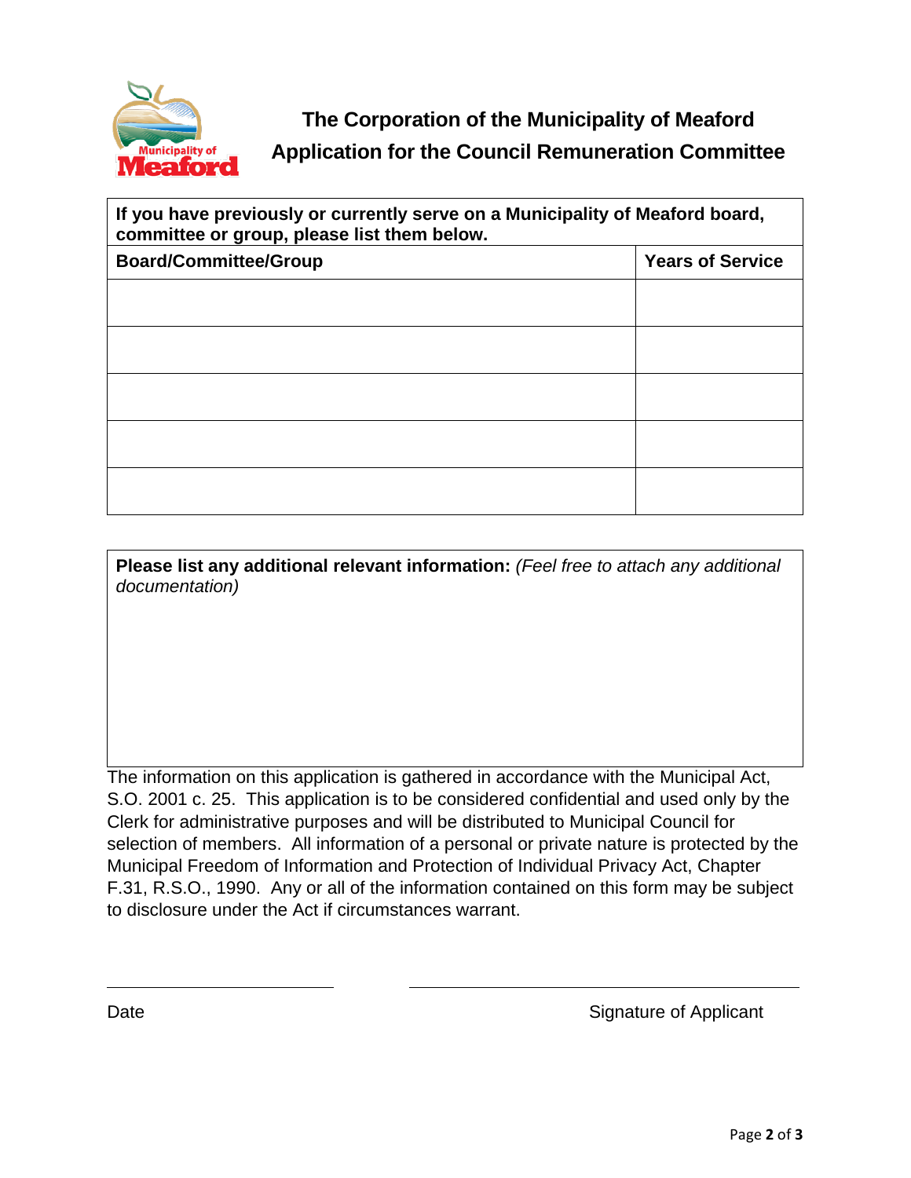# The Corporation of the Municipality of Meaford
## Application for the Council Remuneration Committee

| **If you have previously or currently serve on a Municipality of Meaford board, committee or group, please list them below.** | |
|---|---|
| **Board/Committee/Group** | **Years of Service** |
| | |
| | |
| | |
| | |
| | |

**Please list any additional relevant information:** *(Feel free to attach any additional documentation)*

The information on this application is gathered in accordance with the Municipal Act, S.O. 2001 c. 25. This application is to be considered confidential and used only by the Clerk for administrative purposes and will be distributed to Municipal Council for selection of members. All information of a personal or private nature is protected by the Municipal Freedom of Information and Protection of Individual Privacy Act, Chapter F.31, R.S.O., 1990. Any or all of the information contained on this form may be subject to disclosure under the Act if circumstances warrant.

\_\_\_\_\_\_\_\_\_\_\_\_\_\_\_\_\_\_\_\_\_\_\_\_\_ \_\_\_\_\_\_\_\_\_\_\_\_\_\_\_\_\_\_\_\_\_\_\_\_\_\_\_\_\_\_\_\_\_\_\_\_\_\_\_\_\_\_\_\_

Date Signature of Applicant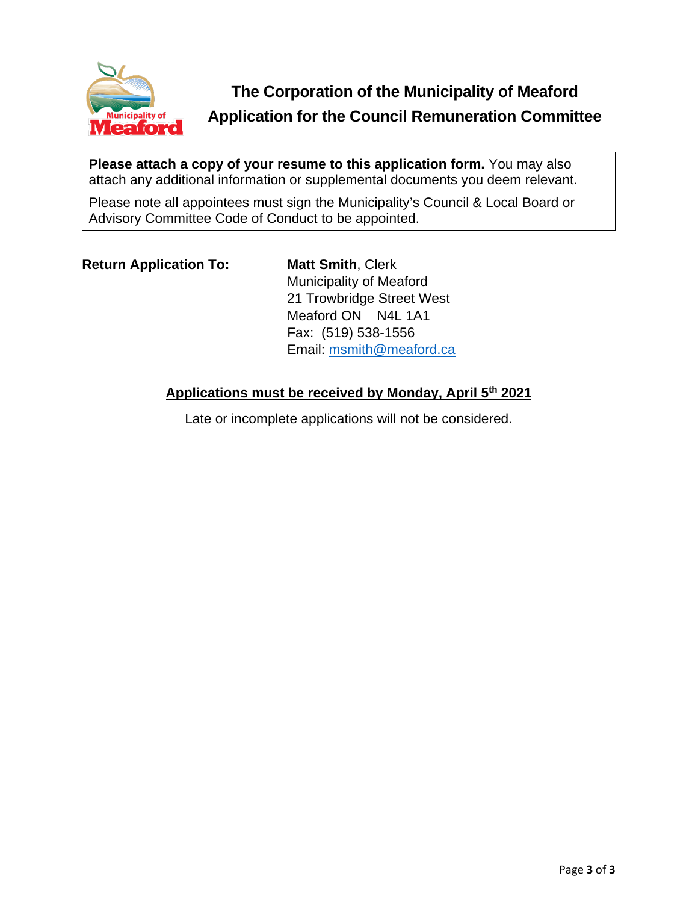# The Corporation of the Municipality of Meaford
## Application for the Council Remuneration Committee

**Please attach a copy of your resume to this application form.** You may also attach any additional information or supplemental documents you deem relevant.

Please note all appointees must sign the Municipality's Council & Local Board or Advisory Committee Code of Conduct to be appointed.

**Return Application To:**

**Matt Smith**, Clerk
Municipality of Meaford
21 Trowbridge Street West
Meaford ON N4L 1A1
Fax: (519) 538-1556
Email: msmith@meaford.ca

**Applications must be received by Monday, April 5th 2021**

Late or incomplete applications will not be considered.